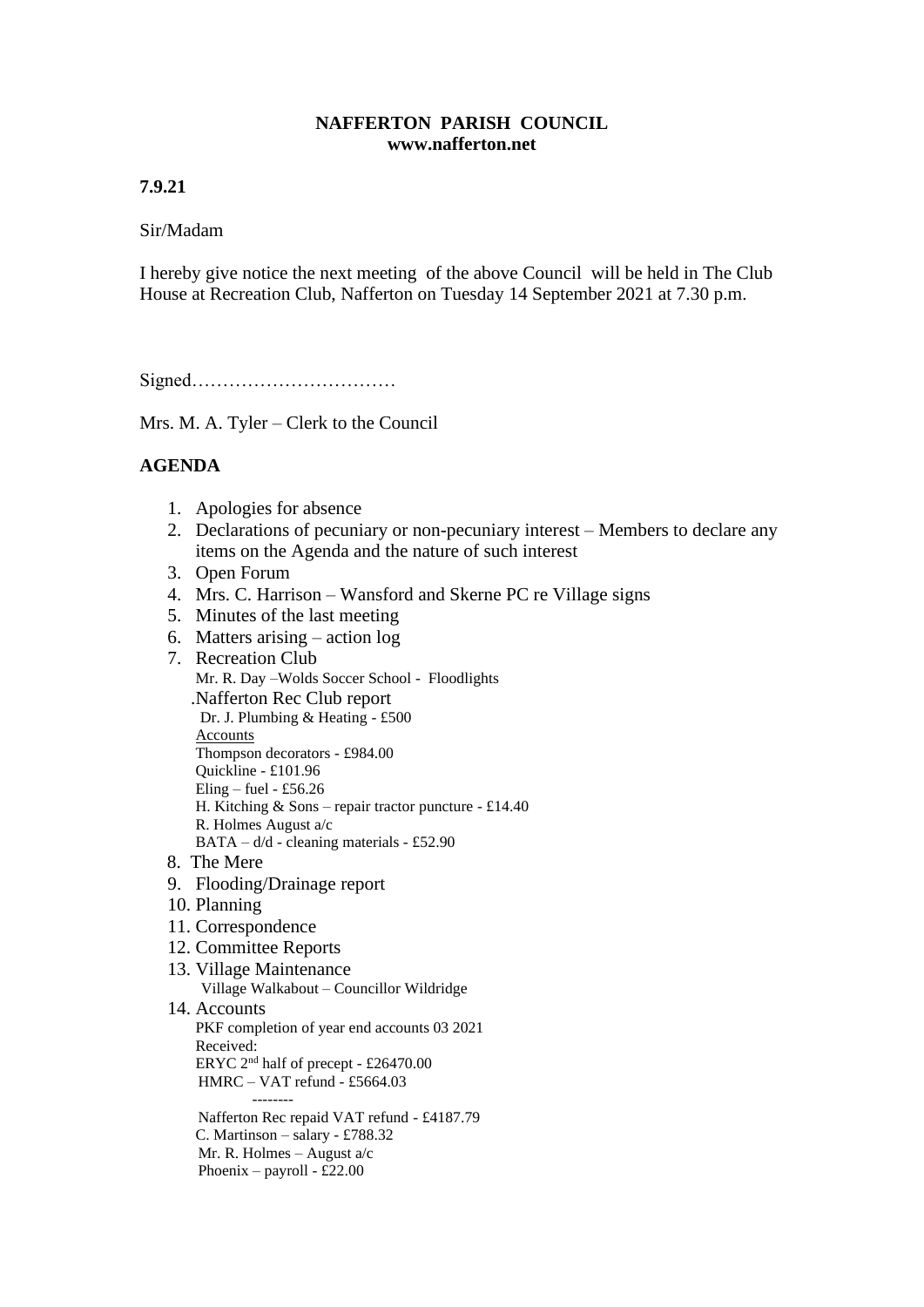**NAFFERTON PARISH COUNCIL**
**www.nafferton.net**

**7.9.21**

Sir/Madam

I hereby give notice the next meeting of the above Council will be held in The Club House at Recreation Club, Nafferton on Tuesday 14 September 2021 at 7.30 p.m.

Signed……………………………

Mrs. M. A. Tyler – Clerk to the Council

## AGENDA

1. Apologies for absence
2. Declarations of pecuniary or non-pecuniary interest – Members to declare any items on the Agenda and the nature of such interest
3. Open Forum
4. Mrs. C. Harrison – Wansford and Skerne PC re Village signs
5. Minutes of the last meeting
6. Matters arising – action log
7. Recreation Club
   Mr. R. Day –Wolds Soccer School - Floodlights
   .Nafferton Rec Club report
   Dr. J. Plumbing & Heating - £500
   Accounts
   Thompson decorators - £984.00
   Quickline - £101.96
   Eling – fuel - £56.26
   H. Kitching & Sons – repair tractor puncture - £14.40
   R. Holmes August a/c
   BATA – d/d - cleaning materials - £52.90
8. The Mere
9. Flooding/Drainage report
10. Planning
11. Correspondence
12. Committee Reports
13. Village Maintenance
    Village Walkabout – Councillor Wildridge
14. Accounts
    PKF completion of year end accounts 03 2021
    Received:
    ERYC 2nd half of precept - £26470.00
    HMRC – VAT refund - £5664.03
    --------
    Nafferton Rec repaid VAT refund - £4187.79
    C. Martinson – salary - £788.32
    Mr. R. Holmes – August a/c
    Phoenix – payroll - £22.00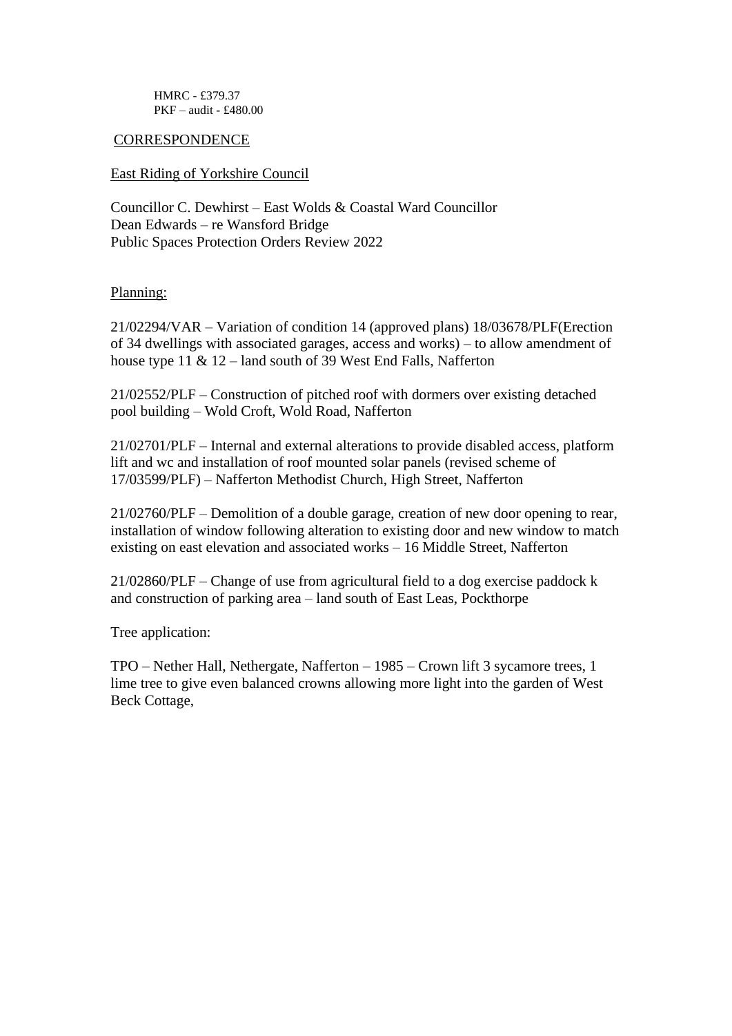HMRC - £379.37
PKF – audit - £480.00

<u>CORRESPONDENCE</u>

<u>East Riding of Yorkshire Council</u>

Councillor C. Dewhirst – East Wolds & Coastal Ward Councillor
Dean Edwards – re Wansford Bridge
Public Spaces Protection Orders Review 2022

<u>Planning:</u>

21/02294/VAR – Variation of condition 14 (approved plans) 18/03678/PLF(Erection of 34 dwellings with associated garages, access and works) – to allow amendment of house type 11 & 12 – land south of 39 West End Falls, Nafferton

21/02552/PLF – Construction of pitched roof with dormers over existing detached pool building – Wold Croft, Wold Road, Nafferton

21/02701/PLF – Internal and external alterations to provide disabled access, platform lift and wc and installation of roof mounted solar panels (revised scheme of 17/03599/PLF) – Nafferton Methodist Church, High Street, Nafferton

21/02760/PLF – Demolition of a double garage, creation of new door opening to rear, installation of window following alteration to existing door and new window to match existing on east elevation and associated works – 16 Middle Street, Nafferton

21/02860/PLF – Change of use from agricultural field to a dog exercise paddock k and construction of parking area – land south of East Leas, Pockthorpe

Tree application:

TPO – Nether Hall, Nethergate, Nafferton – 1985 – Crown lift 3 sycamore trees, 1 lime tree to give even balanced crowns allowing more light into the garden of West Beck Cottage,